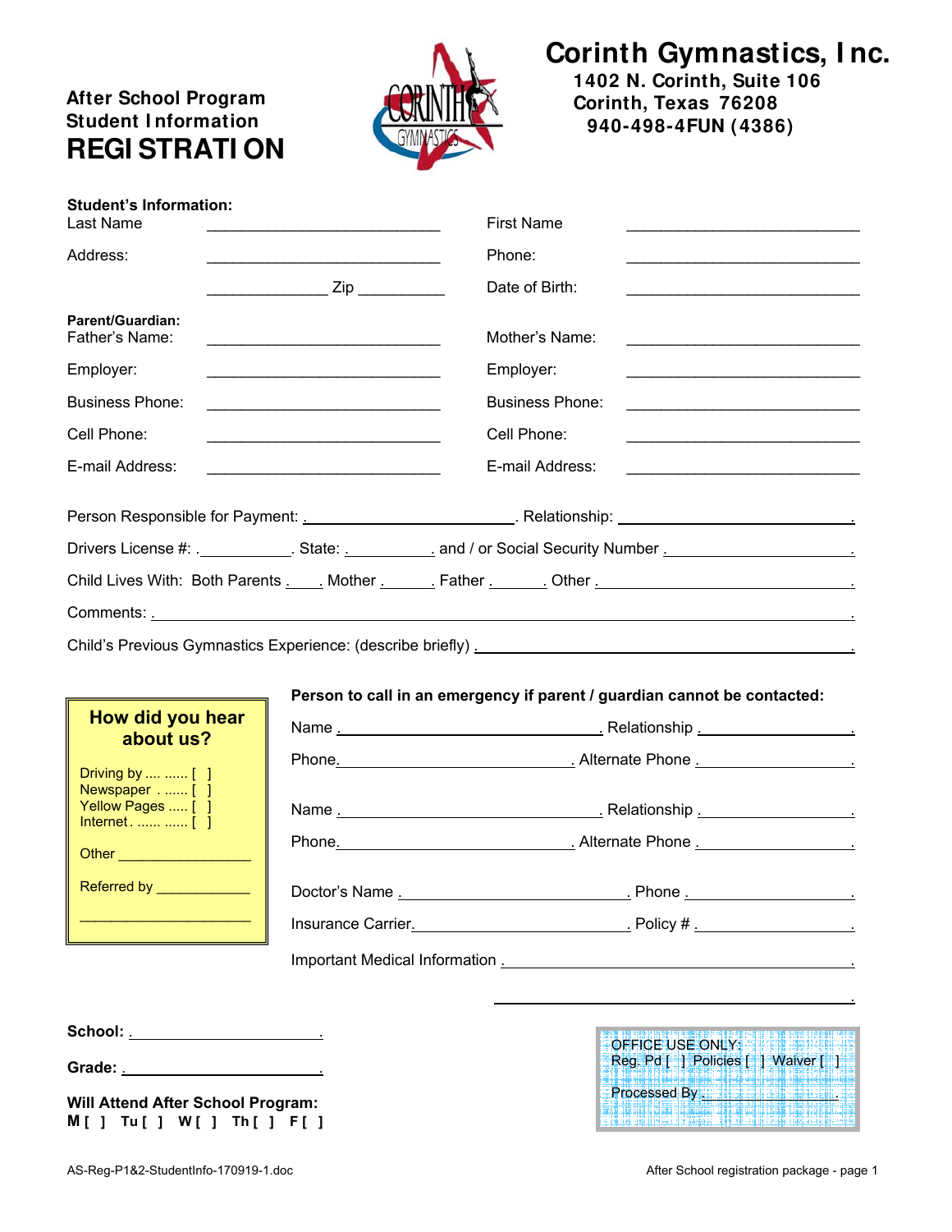# Corinth Gymnastics, Inc.

1402 N. Corinth, Suite 106
Corinth, Texas 76208
940-498-4FUN (4386)

**After School Program**
**Student Information**

# REGISTRATION

**Student's Information:**

Last Name ___________________________ First Name ___________________________

Address: ___________________________ Phone: ___________________________

______________ Zip __________ Date of Birth: ___________________________

**Parent/Guardian:**

Father's Name: ___________________________ Mother's Name: ___________________________

Employer: ___________________________ Employer: ___________________________

Business Phone: ___________________________ Business Phone: ___________________________

Cell Phone: ___________________________ Cell Phone: ___________________________

E-mail Address: ___________________________ E-mail Address: ___________________________

Person Responsible for Payment: ________________________. Relationship: ________________________.

Drivers License #: __________. State: __________. and / or Social Security Number ________________.

Child Lives With: Both Parents ____. Mother ______. Father ______. Other ______________________.

Comments: ________________________________________________________________.

Child's Previous Gymnastics Experience: (describe briefly) ________________________________.

**How did you hear about us?**

Driving by .... ...... [ ]
Newspaper . ...... [ ]
Yellow Pages ..... [ ]
Internet . ...... ...... [ ]

Other _________________

Referred by ____________

_____________________

**Person to call in an emergency if parent / guardian cannot be contacted:**

Name ________________________. Relationship ________________.

Phone. ________________________. Alternate Phone ________________.

Name ________________________. Relationship ________________.

Phone. ________________________. Alternate Phone ________________.

Doctor's Name ________________________. Phone ________________.

Insurance Carrier. ________________________. Policy # ________________.

Important Medical Information ________________________________________.

________________________________________.

**School:** ________________________.

**Grade:** ________________________.

**Will Attend After School Program:**
**M [ ] Tu [ ] W [ ] Th [ ] F [ ]**

OFFICE USE ONLY:
Reg. Pd [ ] Policies [ ] Waiver [ ]

Processed By ________________.

AS-Reg-P1&2-StudentInfo-170919-1.doc

After School registration package - page 1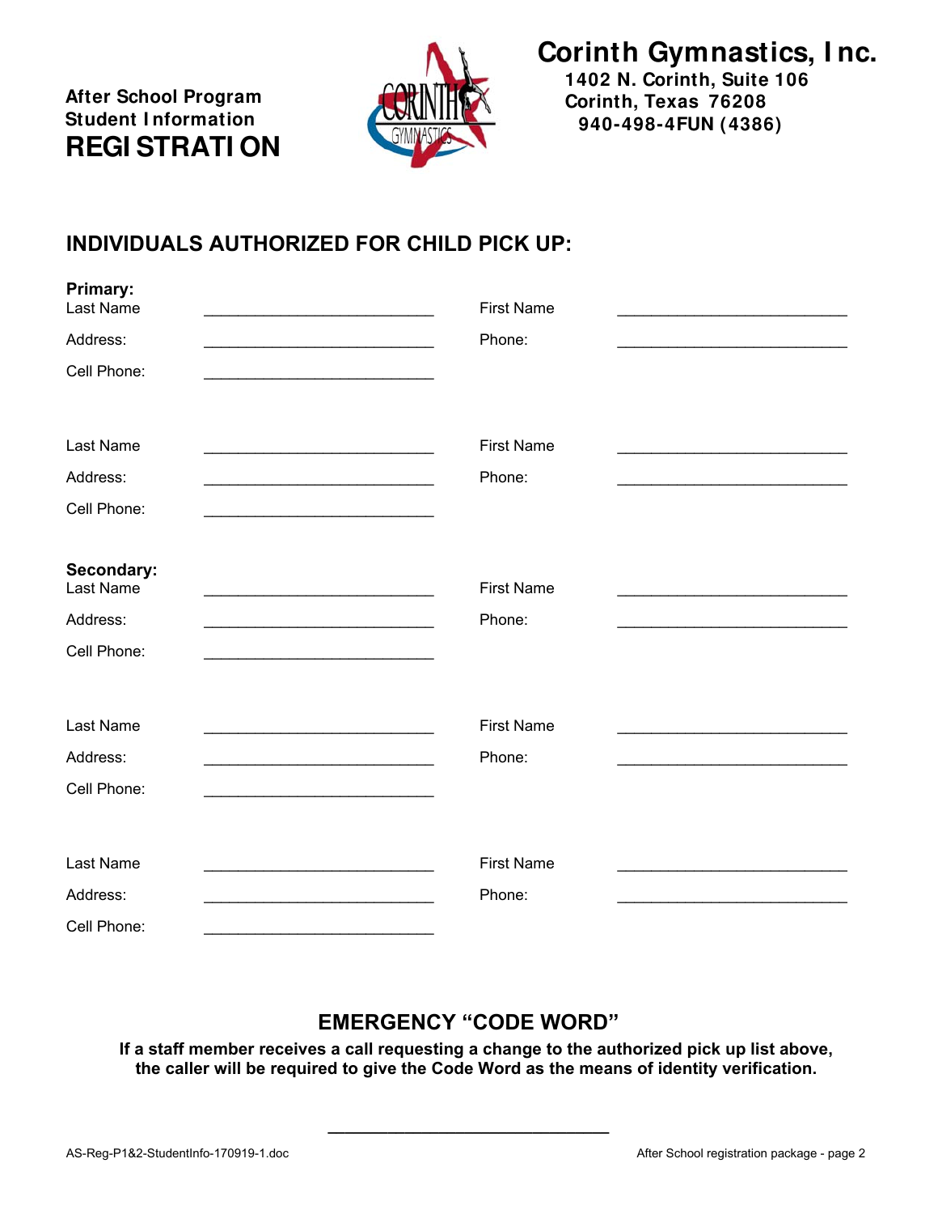**After School Program**
**Student Information**
# REGISTRATION

## Corinth Gymnastics, Inc.
**1402 N. Corinth, Suite 106**
**Corinth, Texas 76208**
**940-498-4FUN (4386)**

## INDIVIDUALS AUTHORIZED FOR CHILD PICK UP:

**Primary:**

Last Name ___________________________ First Name ___________________________

Address: ___________________________ Phone: ___________________________

Cell Phone: ___________________________

Last Name ___________________________ First Name ___________________________

Address: ___________________________ Phone: ___________________________

Cell Phone: ___________________________

**Secondary:**

Last Name ___________________________ First Name ___________________________

Address: ___________________________ Phone: ___________________________

Cell Phone: ___________________________

Last Name ___________________________ First Name ___________________________

Address: ___________________________ Phone: ___________________________

Cell Phone: ___________________________

Last Name ___________________________ First Name ___________________________

Address: ___________________________ Phone: ___________________________

Cell Phone: ___________________________

## EMERGENCY "CODE WORD"

**If a staff member receives a call requesting a change to the authorized pick up list above, the caller will be required to give the Code Word as the means of identity verification.**

_________________________________

AS-Reg-P1&2-StudentInfo-170919-1.doc

After School registration package - page 2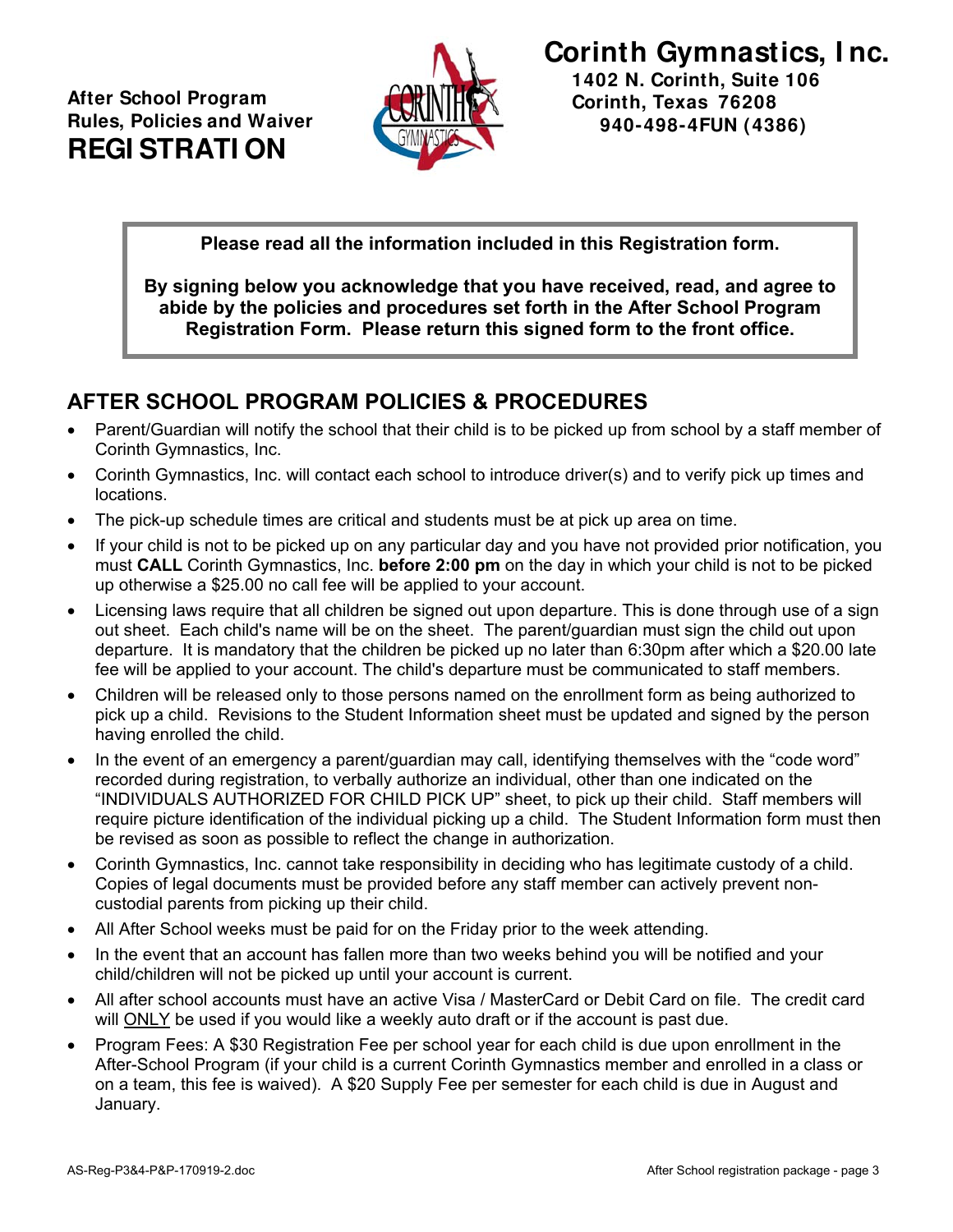After School Program
Rules, Policies and Waiver

# REGISTRATION

**Corinth Gymnastics, Inc.**
**1402 N. Corinth, Suite 106**
**Corinth, Texas 76208**
**940-498-4FUN (4386)**

**Please read all the information included in this Registration form.**

**By signing below you acknowledge that you have received, read, and agree to abide by the policies and procedures set forth in the After School Program Registration Form. Please return this signed form to the front office.**

## AFTER SCHOOL PROGRAM POLICIES & PROCEDURES

- Parent/Guardian will notify the school that their child is to be picked up from school by a staff member of Corinth Gymnastics, Inc.
- Corinth Gymnastics, Inc. will contact each school to introduce driver(s) and to verify pick up times and locations.
- The pick-up schedule times are critical and students must be at pick up area on time.
- If your child is not to be picked up on any particular day and you have not provided prior notification, you must **CALL** Corinth Gymnastics, Inc. **before 2:00 pm** on the day in which your child is not to be picked up otherwise a $25.00 no call fee will be applied to your account.
- Licensing laws require that all children be signed out upon departure. This is done through use of a sign out sheet. Each child's name will be on the sheet. The parent/guardian must sign the child out upon departure. It is mandatory that the children be picked up no later than 6:30pm after which a $20.00 late fee will be applied to your account. The child's departure must be communicated to staff members.
- Children will be released only to those persons named on the enrollment form as being authorized to pick up a child. Revisions to the Student Information sheet must be updated and signed by the person having enrolled the child.
- In the event of an emergency a parent/guardian may call, identifying themselves with the "code word" recorded during registration, to verbally authorize an individual, other than one indicated on the "INDIVIDUALS AUTHORIZED FOR CHILD PICK UP" sheet, to pick up their child. Staff members will require picture identification of the individual picking up a child. The Student Information form must then be revised as soon as possible to reflect the change in authorization.
- Corinth Gymnastics, Inc. cannot take responsibility in deciding who has legitimate custody of a child. Copies of legal documents must be provided before any staff member can actively prevent non-custodial parents from picking up their child.
- All After School weeks must be paid for on the Friday prior to the week attending.
- In the event that an account has fallen more than two weeks behind you will be notified and your child/children will not be picked up until your account is current.
- All after school accounts must have an active Visa / MasterCard or Debit Card on file. The credit card will <u>ONLY</u> be used if you would like a weekly auto draft or if the account is past due.
- Program Fees: A $30 Registration Fee per school year for each child is due upon enrollment in the After-School Program (if your child is a current Corinth Gymnastics member and enrolled in a class or on a team, this fee is waived). A $20 Supply Fee per semester for each child is due in August and January.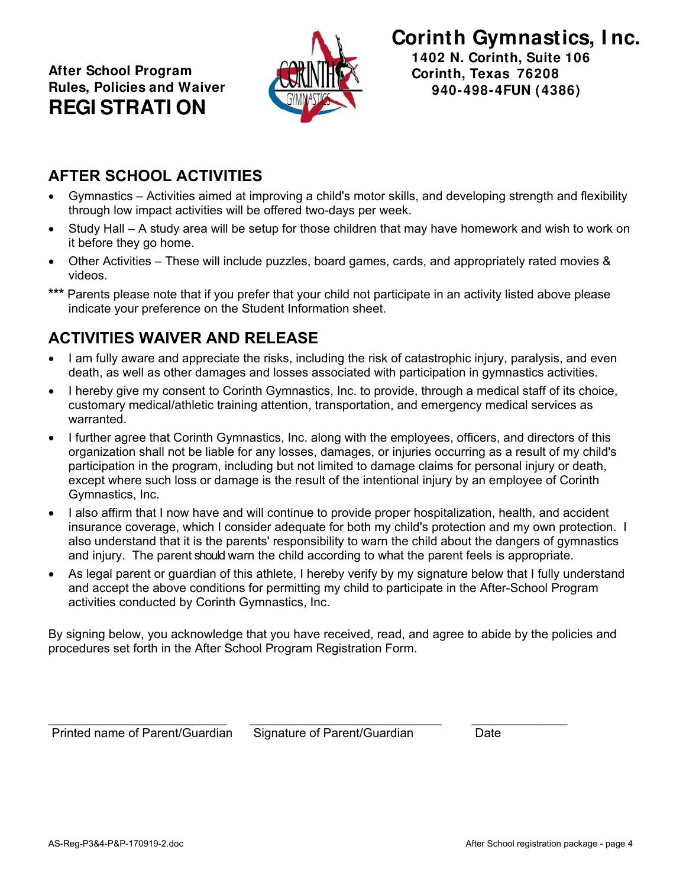After School Program
Rules, Policies and Waiver

# REGISTRATION

**Corinth Gymnastics, Inc.**
**1402 N. Corinth, Suite 106**
**Corinth, Texas 76208**
**940-498-4FUN (4386)**

## AFTER SCHOOL ACTIVITIES

- Gymnastics – Activities aimed at improving a child's motor skills, and developing strength and flexibility through low impact activities will be offered two-days per week.
- Study Hall – A study area will be setup for those children that may have homework and wish to work on it before they go home.
- Other Activities – These will include puzzles, board games, cards, and appropriately rated movies & videos.

*** Parents please note that if you prefer that your child not participate in an activity listed above please indicate your preference on the Student Information sheet.

## ACTIVITIES WAIVER AND RELEASE

- I am fully aware and appreciate the risks, including the risk of catastrophic injury, paralysis, and even death, as well as other damages and losses associated with participation in gymnastics activities.
- I hereby give my consent to Corinth Gymnastics, Inc. to provide, through a medical staff of its choice, customary medical/athletic training attention, transportation, and emergency medical services as warranted.
- I further agree that Corinth Gymnastics, Inc. along with the employees, officers, and directors of this organization shall not be liable for any losses, damages, or injuries occurring as a result of my child's participation in the program, including but not limited to damage claims for personal injury or death, except where such loss or damage is the result of the intentional injury by an employee of Corinth Gymnastics, Inc.
- I also affirm that I now have and will continue to provide proper hospitalization, health, and accident insurance coverage, which I consider adequate for both my child's protection and my own protection. I also understand that it is the parents' responsibility to warn the child about the dangers of gymnastics and injury. The parent should warn the child according to what the parent feels is appropriate.
- As legal parent or guardian of this athlete, I hereby verify by my signature below that I fully understand and accept the above conditions for permitting my child to participate in the After-School Program activities conducted by Corinth Gymnastics, Inc.

By signing below, you acknowledge that you have received, read, and agree to abide by the policies and procedures set forth in the After School Program Registration Form.

\_\_\_\_\_\_\_\_\_\_\_\_\_\_\_\_\_\_\_\_\_\_\_\_\_\_ \_\_\_\_\_\_\_\_\_\_\_\_\_\_\_\_\_\_\_\_\_\_\_\_\_\_\_\_ \_\_\_\_\_\_\_\_\_\_\_\_\_\_
Printed name of Parent/Guardian    Signature of Parent/Guardian    Date

AS-Reg-P3&4-P&P-170919-2.doc